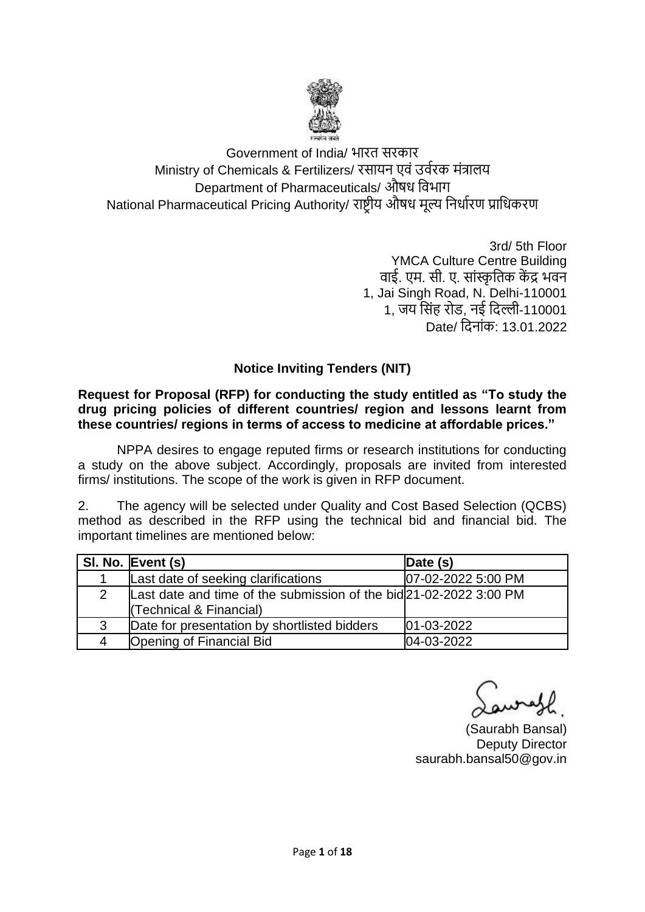Government of India/ भारत सरकार
Ministry of Chemicals & Fertilizers/ रसायन एवं उर्वरक मंत्रालय
Department of Pharmaceuticals/ औषध विभाग
National Pharmaceutical Pricing Authority/ राष्ट्रीय औषध मूल्य निर्धारण प्राधिकरण

3rd/ 5th Floor
YMCA Culture Centre Building
वाई. एम. सी. ए. सांस्कृतिक केंद्र भवन
1, Jai Singh Road, N. Delhi-110001
1, जय सिंह रोड, नई दिल्ली-110001
Date/ दिनांक: 13.01.2022

## Notice Inviting Tenders (NIT)

**Request for Proposal (RFP) for conducting the study entitled as "To study the drug pricing policies of different countries/ region and lessons learnt from these countries/ regions in terms of access to medicine at affordable prices."**

NPPA desires to engage reputed firms or research institutions for conducting a study on the above subject. Accordingly, proposals are invited from interested firms/ institutions. The scope of the work is given in RFP document.

2. The agency will be selected under Quality and Cost Based Selection (QCBS) method as described in the RFP using the technical bid and financial bid. The important timelines are mentioned below:

| Sl. No. | Event (s) | Date (s) |
|---|---|---|
| 1 | Last date of seeking clarifications | 07-02-2022 5:00 PM |
| 2 | Last date and time of the submission of the bid (Technical & Financial) | 21-02-2022 3:00 PM |
| 3 | Date for presentation by shortlisted bidders | 01-03-2022 |
| 4 | Opening of Financial Bid | 04-03-2022 |

(Saurabh Bansal)
Deputy Director
saurabh.bansal50@gov.in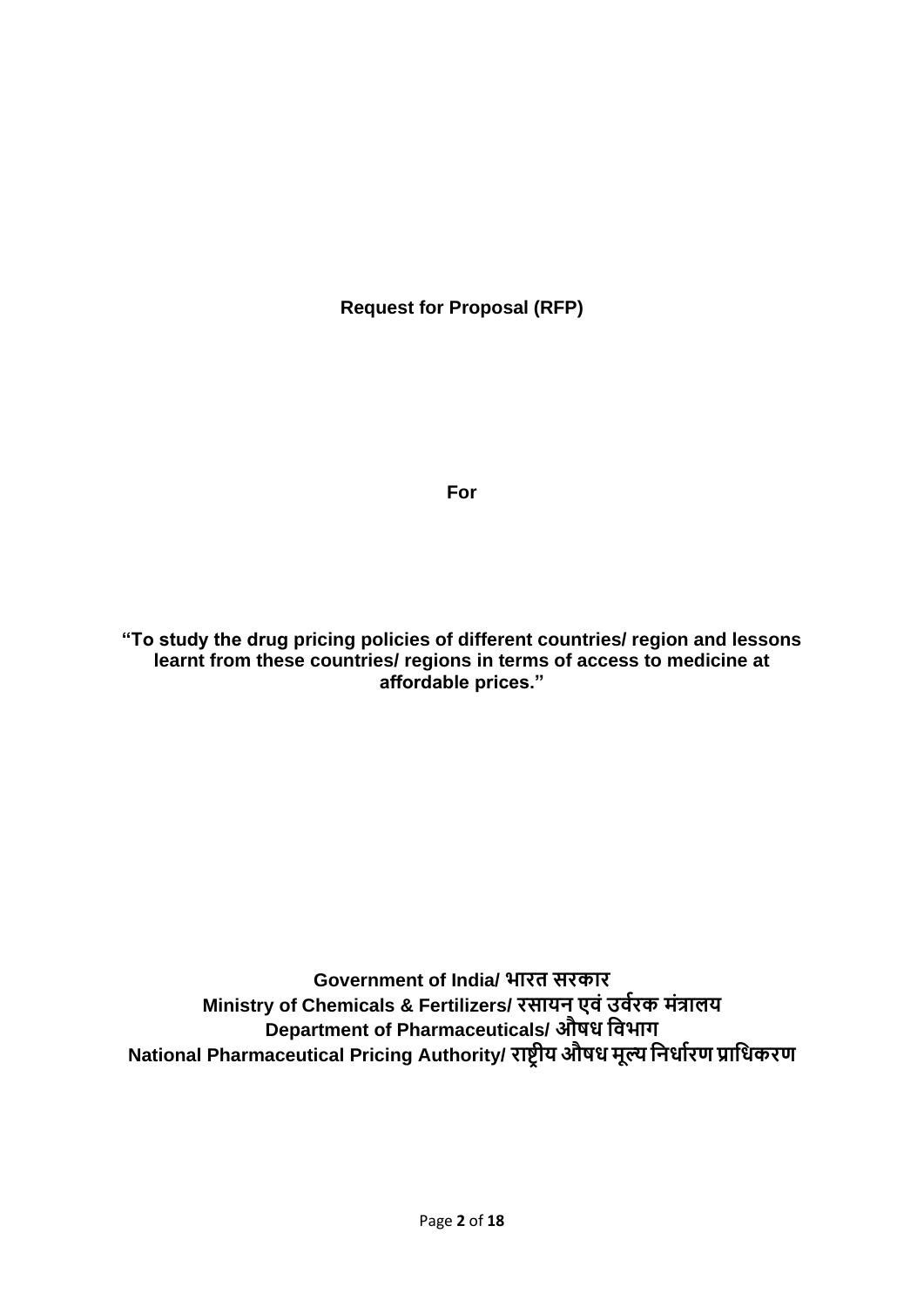**Request for Proposal (RFP)**

**For**

**“To study the drug pricing policies of different countries/ region and lessons learnt from these countries/ regions in terms of access to medicine at affordable prices.”**

**Government of India/ भारत सरकार**
**Ministry of Chemicals & Fertilizers/ रसायन एवं उर्वरक मंत्रालय**
**Department of Pharmaceuticals/ औषध विभाग**
**National Pharmaceutical Pricing Authority/ राष्ट्रीय औषध मूल्य निर्धारण प्राधिकरण**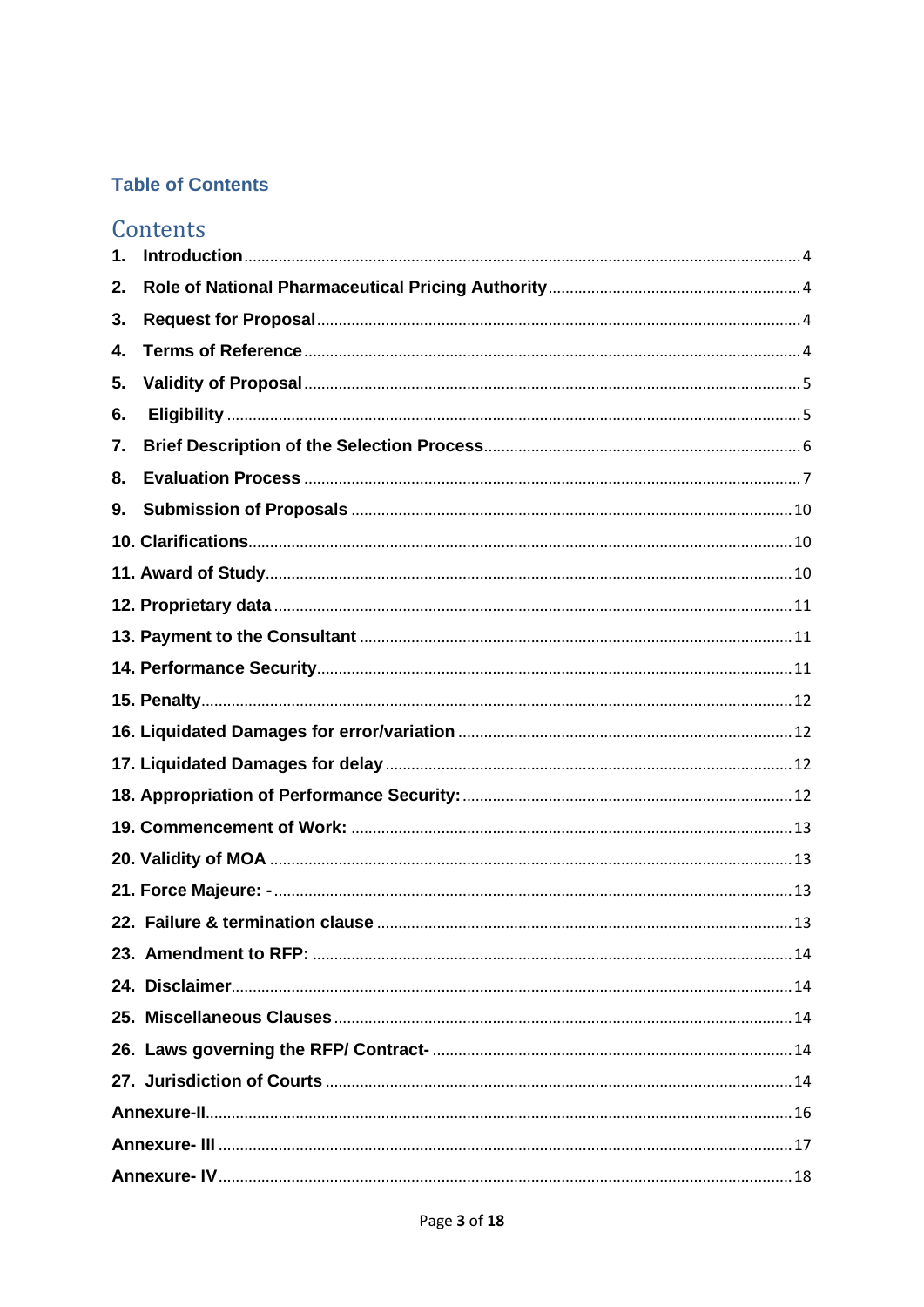## Table of Contents

# Contents

1. **Introduction** ........ 4
2. **Role of National Pharmaceutical Pricing Authority** ........ 4
3. **Request for Proposal** ........ 4
4. **Terms of Reference** ........ 4
5. **Validity of Proposal** ........ 5
6. **Eligibility** ........ 5
7. **Brief Description of the Selection Process** ........ 6
8. **Evaluation Process** ........ 7
9. **Submission of Proposals** ........ 10

**10. Clarifications** ........ 10

**11. Award of Study** ........ 10

**12. Proprietary data** ........ 11

**13. Payment to the Consultant** ........ 11

**14. Performance Security** ........ 11

**15. Penalty** ........ 12

**16. Liquidated Damages for error/variation** ........ 12

**17. Liquidated Damages for delay** ........ 12

**18. Appropriation of Performance Security:** ........ 12

**19. Commencement of Work:** ........ 13

**20. Validity of MOA** ........ 13

**21. Force Majeure: -** ........ 13

**22. Failure & termination clause** ........ 13

**23. Amendment to RFP:** ........ 14

**24. Disclaimer** ........ 14

**25. Miscellaneous Clauses** ........ 14

**26. Laws governing the RFP/ Contract-** ........ 14

**27. Jurisdiction of Courts** ........ 14

**Annexure-II** ........ 16

**Annexure- III** ........ 17

**Annexure- IV** ........ 18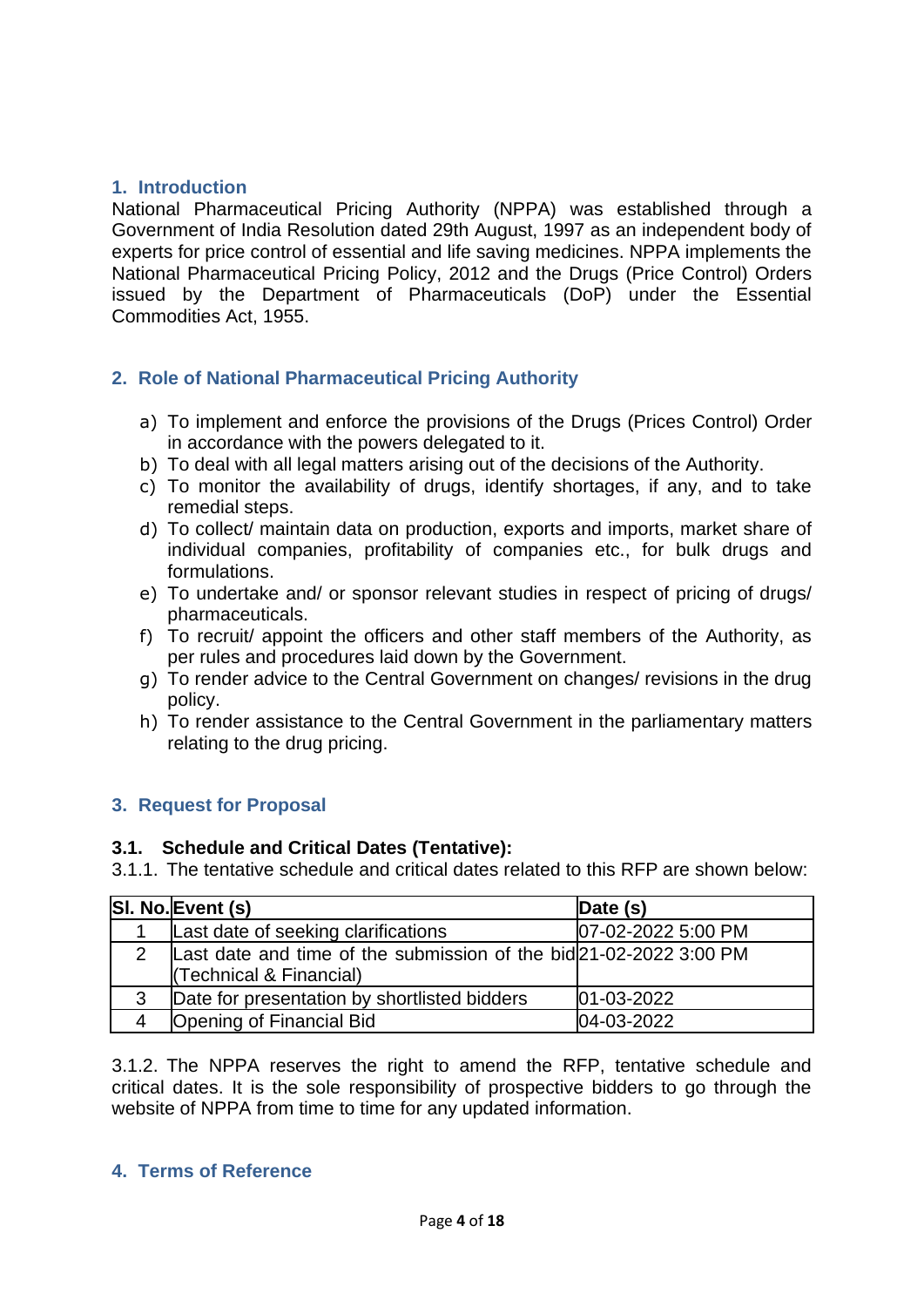## 1. Introduction

National Pharmaceutical Pricing Authority (NPPA) was established through a Government of India Resolution dated 29th August, 1997 as an independent body of experts for price control of essential and life saving medicines. NPPA implements the National Pharmaceutical Pricing Policy, 2012 and the Drugs (Price Control) Orders issued by the Department of Pharmaceuticals (DoP) under the Essential Commodities Act, 1955.

## 2. Role of National Pharmaceutical Pricing Authority

a) To implement and enforce the provisions of the Drugs (Prices Control) Order in accordance with the powers delegated to it.
b) To deal with all legal matters arising out of the decisions of the Authority.
c) To monitor the availability of drugs, identify shortages, if any, and to take remedial steps.
d) To collect/ maintain data on production, exports and imports, market share of individual companies, profitability of companies etc., for bulk drugs and formulations.
e) To undertake and/ or sponsor relevant studies in respect of pricing of drugs/ pharmaceuticals.
f) To recruit/ appoint the officers and other staff members of the Authority, as per rules and procedures laid down by the Government.
g) To render advice to the Central Government on changes/ revisions in the drug policy.
h) To render assistance to the Central Government in the parliamentary matters relating to the drug pricing.

## 3. Request for Proposal

### 3.1. Schedule and Critical Dates (Tentative):

3.1.1. The tentative schedule and critical dates related to this RFP are shown below:

| Sl. No. | Event (s) | Date (s) |
|---|---|---|
| 1 | Last date of seeking clarifications | 07-02-2022 5:00 PM |
| 2 | Last date and time of the submission of the bid (Technical & Financial) | 21-02-2022 3:00 PM |
| 3 | Date for presentation by shortlisted bidders | 01-03-2022 |
| 4 | Opening of Financial Bid | 04-03-2022 |

3.1.2. The NPPA reserves the right to amend the RFP, tentative schedule and critical dates. It is the sole responsibility of prospective bidders to go through the website of NPPA from time to time for any updated information.

## 4. Terms of Reference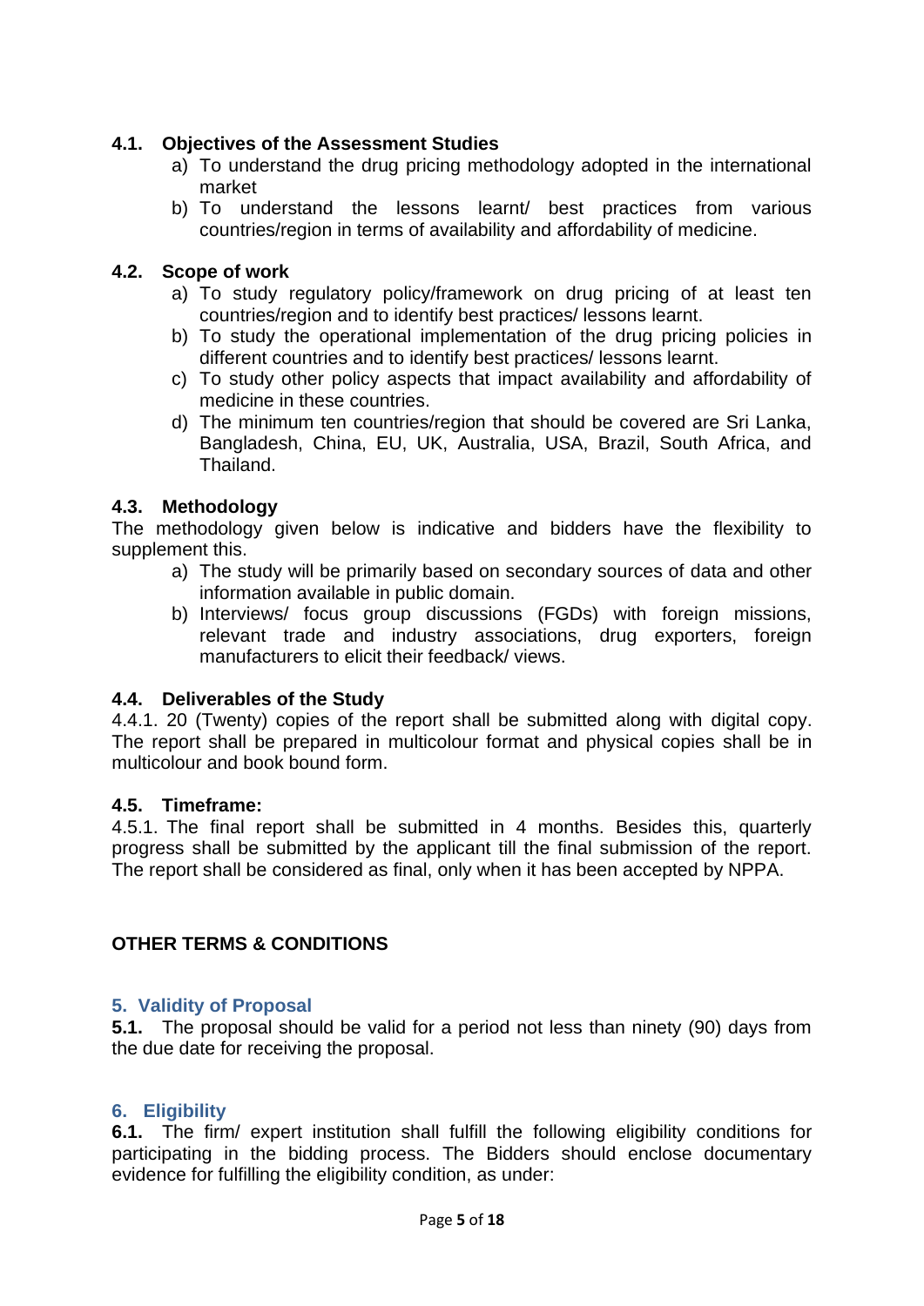### 4.1. Objectives of the Assessment Studies

a) To understand the drug pricing methodology adopted in the international market
b) To understand the lessons learnt/ best practices from various countries/region in terms of availability and affordability of medicine.

### 4.2. Scope of work

a) To study regulatory policy/framework on drug pricing of at least ten countries/region and to identify best practices/ lessons learnt.
b) To study the operational implementation of the drug pricing policies in different countries and to identify best practices/ lessons learnt.
c) To study other policy aspects that impact availability and affordability of medicine in these countries.
d) The minimum ten countries/region that should be covered are Sri Lanka, Bangladesh, China, EU, UK, Australia, USA, Brazil, South Africa, and Thailand.

### 4.3. Methodology

The methodology given below is indicative and bidders have the flexibility to supplement this.

a) The study will be primarily based on secondary sources of data and other information available in public domain.
b) Interviews/ focus group discussions (FGDs) with foreign missions, relevant trade and industry associations, drug exporters, foreign manufacturers to elicit their feedback/ views.

### 4.4. Deliverables of the Study

4.4.1. 20 (Twenty) copies of the report shall be submitted along with digital copy. The report shall be prepared in multicolour format and physical copies shall be in multicolour and book bound form.

### 4.5. Timeframe:

4.5.1. The final report shall be submitted in 4 months. Besides this, quarterly progress shall be submitted by the applicant till the final submission of the report. The report shall be considered as final, only when it has been accepted by NPPA.

## OTHER TERMS & CONDITIONS

## 5. Validity of Proposal

**5.1.** The proposal should be valid for a period not less than ninety (90) days from the due date for receiving the proposal.

## 6. Eligibility

**6.1.** The firm/ expert institution shall fulfill the following eligibility conditions for participating in the bidding process. The Bidders should enclose documentary evidence for fulfilling the eligibility condition, as under: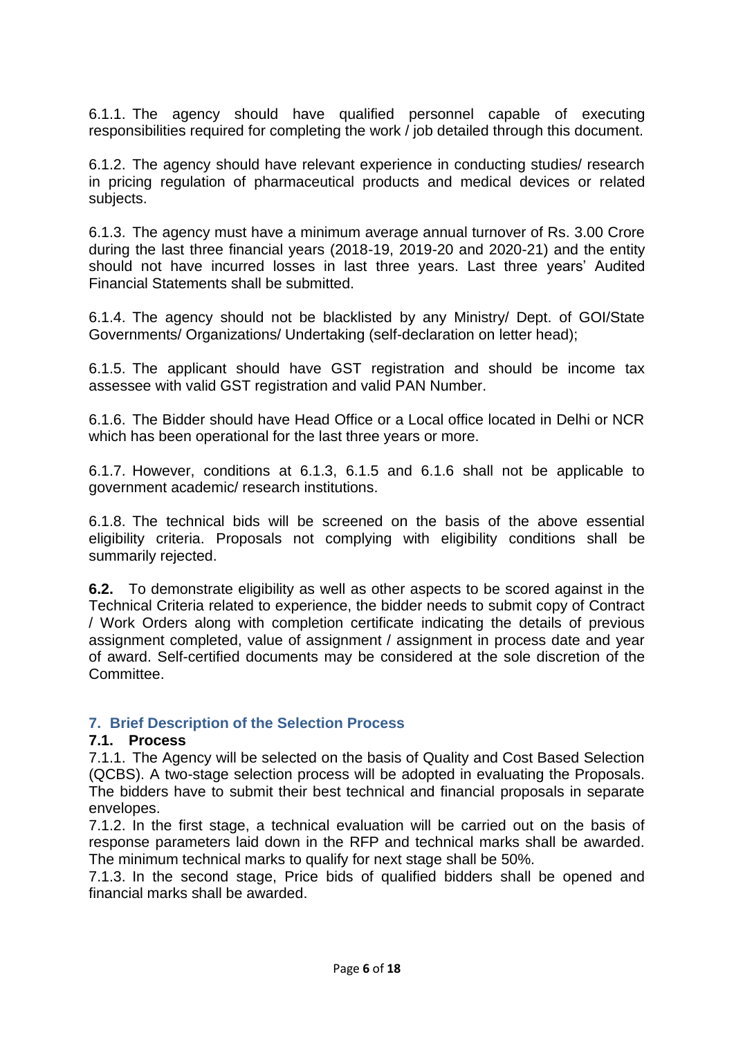6.1.1. The agency should have qualified personnel capable of executing responsibilities required for completing the work / job detailed through this document.

6.1.2. The agency should have relevant experience in conducting studies/ research in pricing regulation of pharmaceutical products and medical devices or related subjects.

6.1.3. The agency must have a minimum average annual turnover of Rs. 3.00 Crore during the last three financial years (2018-19, 2019-20 and 2020-21) and the entity should not have incurred losses in last three years. Last three years' Audited Financial Statements shall be submitted.

6.1.4. The agency should not be blacklisted by any Ministry/ Dept. of GOI/State Governments/ Organizations/ Undertaking (self-declaration on letter head);

6.1.5. The applicant should have GST registration and should be income tax assessee with valid GST registration and valid PAN Number.

6.1.6. The Bidder should have Head Office or a Local office located in Delhi or NCR which has been operational for the last three years or more.

6.1.7. However, conditions at 6.1.3, 6.1.5 and 6.1.6 shall not be applicable to government academic/ research institutions.

6.1.8. The technical bids will be screened on the basis of the above essential eligibility criteria. Proposals not complying with eligibility conditions shall be summarily rejected.

**6.2.** To demonstrate eligibility as well as other aspects to be scored against in the Technical Criteria related to experience, the bidder needs to submit copy of Contract / Work Orders along with completion certificate indicating the details of previous assignment completed, value of assignment / assignment in process date and year of award. Self-certified documents may be considered at the sole discretion of the Committee.

## 7. Brief Description of the Selection Process

### 7.1. Process

7.1.1. The Agency will be selected on the basis of Quality and Cost Based Selection (QCBS). A two-stage selection process will be adopted in evaluating the Proposals. The bidders have to submit their best technical and financial proposals in separate envelopes.

7.1.2. In the first stage, a technical evaluation will be carried out on the basis of response parameters laid down in the RFP and technical marks shall be awarded. The minimum technical marks to qualify for next stage shall be 50%.

7.1.3. In the second stage, Price bids of qualified bidders shall be opened and financial marks shall be awarded.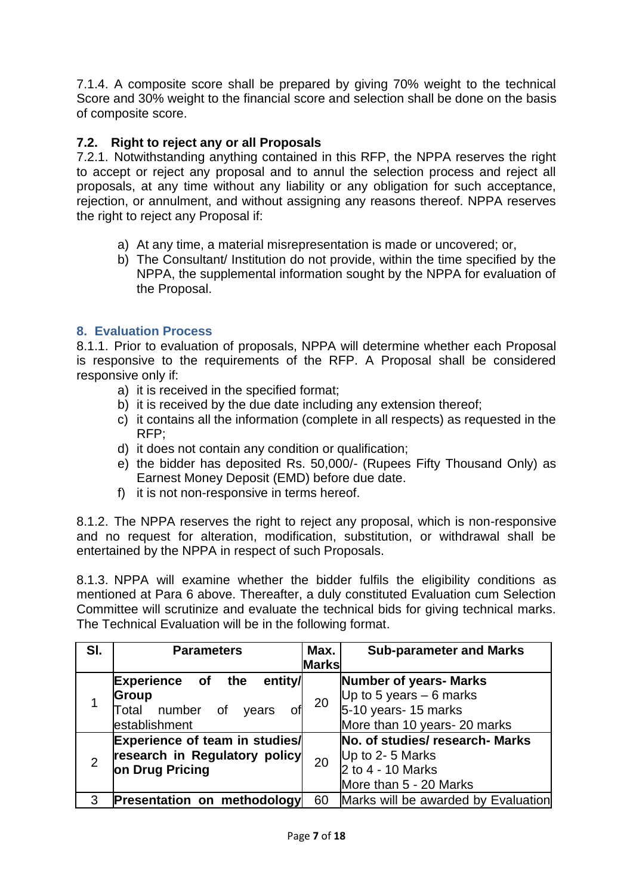7.1.4. A composite score shall be prepared by giving 70% weight to the technical Score and 30% weight to the financial score and selection shall be done on the basis of composite score.

### 7.2. Right to reject any or all Proposals

7.2.1. Notwithstanding anything contained in this RFP, the NPPA reserves the right to accept or reject any proposal and to annul the selection process and reject all proposals, at any time without any liability or any obligation for such acceptance, rejection, or annulment, and without assigning any reasons thereof. NPPA reserves the right to reject any Proposal if:

a) At any time, a material misrepresentation is made or uncovered; or,
b) The Consultant/ Institution do not provide, within the time specified by the NPPA, the supplemental information sought by the NPPA for evaluation of the Proposal.

## 8. Evaluation Process

8.1.1. Prior to evaluation of proposals, NPPA will determine whether each Proposal is responsive to the requirements of the RFP. A Proposal shall be considered responsive only if:

a) it is received in the specified format;
b) it is received by the due date including any extension thereof;
c) it contains all the information (complete in all respects) as requested in the RFP;
d) it does not contain any condition or qualification;
e) the bidder has deposited Rs. 50,000/- (Rupees Fifty Thousand Only) as Earnest Money Deposit (EMD) before due date.
f) it is not non-responsive in terms hereof.

8.1.2. The NPPA reserves the right to reject any proposal, which is non-responsive and no request for alteration, modification, substitution, or withdrawal shall be entertained by the NPPA in respect of such Proposals.

8.1.3. NPPA will examine whether the bidder fulfils the eligibility conditions as mentioned at Para 6 above. Thereafter, a duly constituted Evaluation cum Selection Committee will scrutinize and evaluate the technical bids for giving technical marks. The Technical Evaluation will be in the following format.

| Sl. | Parameters | Max. Marks | Sub-parameter and Marks |
|---|---|---|---|
| 1 | **Experience of the entity/ Group**<br>Total number of years of establishment | 20 | **Number of years- Marks**<br>Up to 5 years – 6 marks<br>5-10 years- 15 marks<br>More than 10 years- 20 marks |
| 2 | **Experience of team in studies/ research in Regulatory policy on Drug Pricing** | 20 | **No. of studies/ research- Marks**<br>Up to 2- 5 Marks<br>2 to 4 - 10 Marks<br>More than 5 - 20 Marks |
| 3 | **Presentation on methodology** | 60 | Marks will be awarded by Evaluation |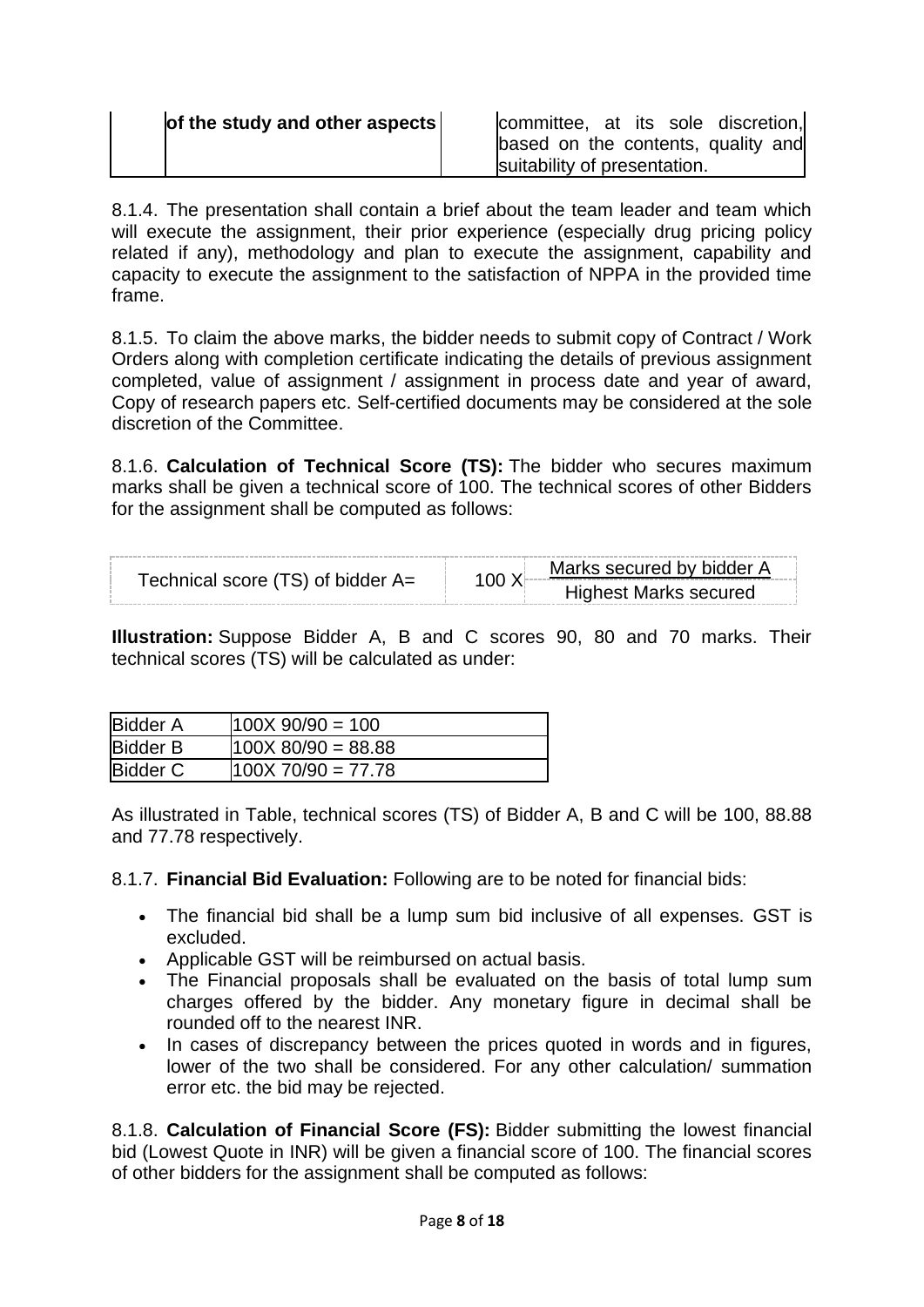| | of the study and other aspects | | committee, at its sole discretion, based on the contents, quality and suitability of presentation. |
|---|---|---|---|

8.1.4. The presentation shall contain a brief about the team leader and team which will execute the assignment, their prior experience (especially drug pricing policy related if any), methodology and plan to execute the assignment, capability and capacity to execute the assignment to the satisfaction of NPPA in the provided time frame.

8.1.5. To claim the above marks, the bidder needs to submit copy of Contract / Work Orders along with completion certificate indicating the details of previous assignment completed, value of assignment / assignment in process date and year of award, Copy of research papers etc. Self-certified documents may be considered at the sole discretion of the Committee.

8.1.6. **Calculation of Technical Score (TS):** The bidder who secures maximum marks shall be given a technical score of 100. The technical scores of other Bidders for the assignment shall be computed as follows:

$$\text{Technical score (TS) of bidder A} = 100 \times \frac{\text{Marks secured by bidder A}}{\text{Highest Marks secured}}$$

**Illustration:** Suppose Bidder A, B and C scores 90, 80 and 70 marks. Their technical scores (TS) will be calculated as under:

| Bidder A | 100X 90/90 = 100 |
|---|---|
| Bidder B | 100X 80/90 = 88.88 |
| Bidder C | 100X 70/90 = 77.78 |

As illustrated in Table, technical scores (TS) of Bidder A, B and C will be 100, 88.88 and 77.78 respectively.

8.1.7. **Financial Bid Evaluation:** Following are to be noted for financial bids:

- The financial bid shall be a lump sum bid inclusive of all expenses. GST is excluded.
- Applicable GST will be reimbursed on actual basis.
- The Financial proposals shall be evaluated on the basis of total lump sum charges offered by the bidder. Any monetary figure in decimal shall be rounded off to the nearest INR.
- In cases of discrepancy between the prices quoted in words and in figures, lower of the two shall be considered. For any other calculation/ summation error etc. the bid may be rejected.

8.1.8. **Calculation of Financial Score (FS):** Bidder submitting the lowest financial bid (Lowest Quote in INR) will be given a financial score of 100. The financial scores of other bidders for the assignment shall be computed as follows: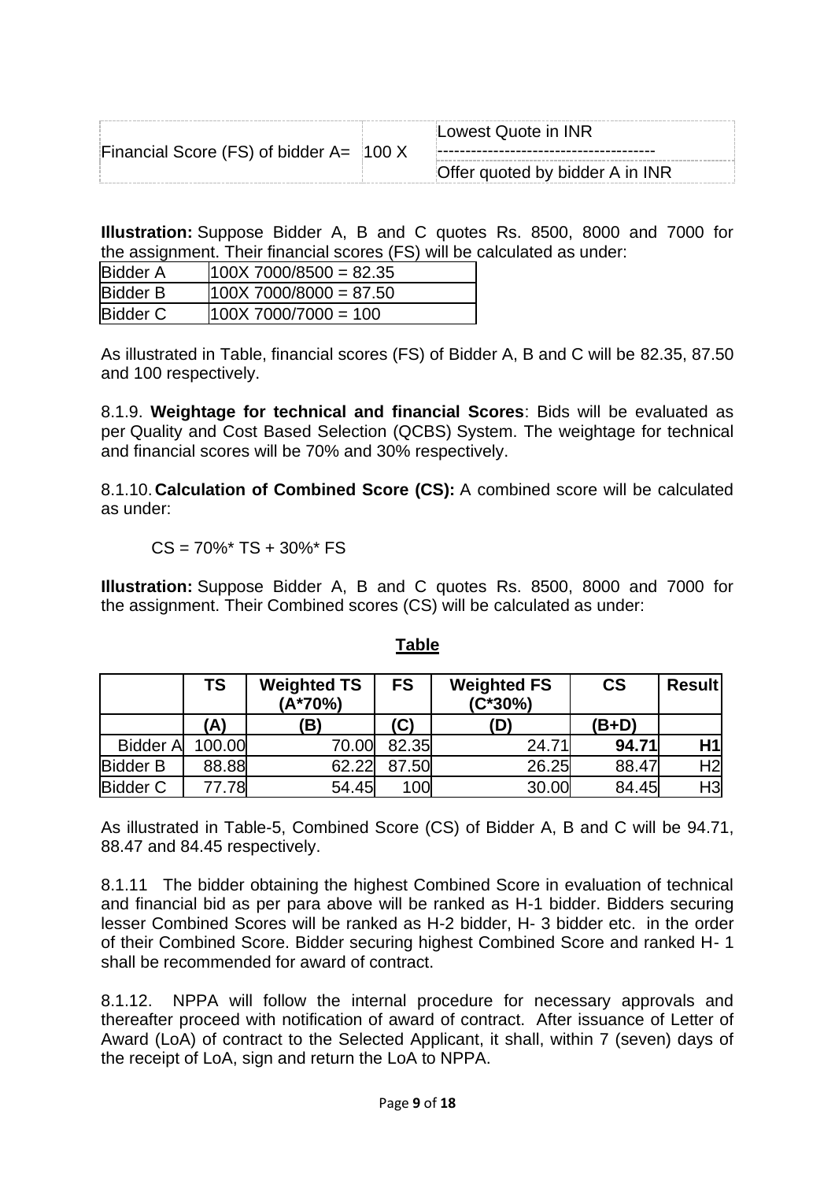| Financial Score (FS) of bidder A= | 100 X | Lowest Quote in INR |
|---|---|---|
| | | Offer quoted by bidder A in INR |

**Illustration:** Suppose Bidder A, B and C quotes Rs. 8500, 8000 and 7000 for the assignment. Their financial scores (FS) will be calculated as under:

| Bidder A | 100X 7000/8500 = 82.35 |
|---|---|
| Bidder B | 100X 7000/8000 = 87.50 |
| Bidder C | 100X 7000/7000 = 100 |

As illustrated in Table, financial scores (FS) of Bidder A, B and C will be 82.35, 87.50 and 100 respectively.

8.1.9. **Weightage for technical and financial Scores**: Bids will be evaluated as per Quality and Cost Based Selection (QCBS) System. The weightage for technical and financial scores will be 70% and 30% respectively.

8.1.10. **Calculation of Combined Score (CS):** A combined score will be calculated as under:

CS = 70%* TS + 30%* FS

**Illustration:** Suppose Bidder A, B and C quotes Rs. 8500, 8000 and 7000 for the assignment. Their Combined scores (CS) will be calculated as under:

**Table**

| | TS | Weighted TS (A*70%) | FS | Weighted FS (C*30%) | CS | Result |
|---|---|---|---|---|---|---|
| | (A) | (B) | (C) | (D) | (B+D) | |
| Bidder A | 100.00 | 70.00 | 82.35 | 24.71 | **94.71** | **H1** |
| Bidder B | 88.88 | 62.22 | 87.50 | 26.25 | 88.47 | H2 |
| Bidder C | 77.78 | 54.45 | 100 | 30.00 | 84.45 | H3 |

As illustrated in Table-5, Combined Score (CS) of Bidder A, B and C will be 94.71, 88.47 and 84.45 respectively.

8.1.11 The bidder obtaining the highest Combined Score in evaluation of technical and financial bid as per para above will be ranked as H-1 bidder. Bidders securing lesser Combined Scores will be ranked as H-2 bidder, H- 3 bidder etc. in the order of their Combined Score. Bidder securing highest Combined Score and ranked H- 1 shall be recommended for award of contract.

8.1.12. NPPA will follow the internal procedure for necessary approvals and thereafter proceed with notification of award of contract. After issuance of Letter of Award (LoA) of contract to the Selected Applicant, it shall, within 7 (seven) days of the receipt of LoA, sign and return the LoA to NPPA.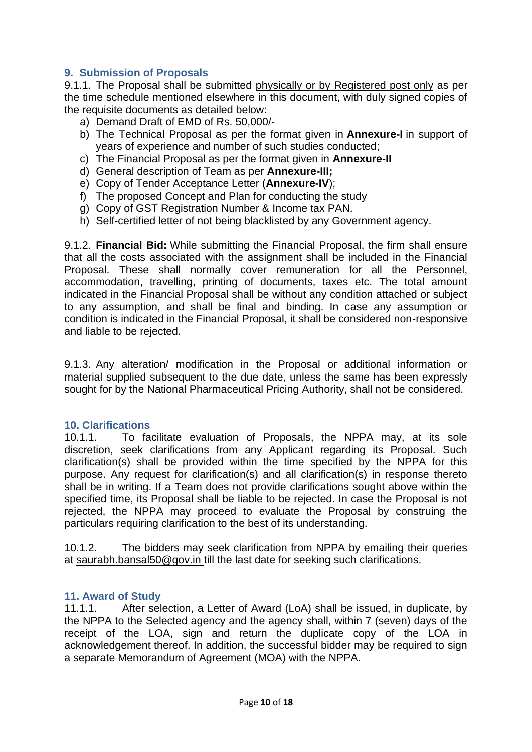## 9. Submission of Proposals

9.1.1. The Proposal shall be submitted physically or by Registered post only as per the time schedule mentioned elsewhere in this document, with duly signed copies of the requisite documents as detailed below:

a) Demand Draft of EMD of Rs. 50,000/-
b) The Technical Proposal as per the format given in **Annexure-I** in support of years of experience and number of such studies conducted;
c) The Financial Proposal as per the format given in **Annexure-II**
d) General description of Team as per **Annexure-III;**
e) Copy of Tender Acceptance Letter (**Annexure-IV**);
f) The proposed Concept and Plan for conducting the study
g) Copy of GST Registration Number & Income tax PAN.
h) Self-certified letter of not being blacklisted by any Government agency.

9.1.2. **Financial Bid:** While submitting the Financial Proposal, the firm shall ensure that all the costs associated with the assignment shall be included in the Financial Proposal. These shall normally cover remuneration for all the Personnel, accommodation, travelling, printing of documents, taxes etc. The total amount indicated in the Financial Proposal shall be without any condition attached or subject to any assumption, and shall be final and binding. In case any assumption or condition is indicated in the Financial Proposal, it shall be considered non-responsive and liable to be rejected.

9.1.3. Any alteration/ modification in the Proposal or additional information or material supplied subsequent to the due date, unless the same has been expressly sought for by the National Pharmaceutical Pricing Authority, shall not be considered.

## 10. Clarifications

10.1.1. To facilitate evaluation of Proposals, the NPPA may, at its sole discretion, seek clarifications from any Applicant regarding its Proposal. Such clarification(s) shall be provided within the time specified by the NPPA for this purpose. Any request for clarification(s) and all clarification(s) in response thereto shall be in writing. If a Team does not provide clarifications sought above within the specified time, its Proposal shall be liable to be rejected. In case the Proposal is not rejected, the NPPA may proceed to evaluate the Proposal by construing the particulars requiring clarification to the best of its understanding.

10.1.2. The bidders may seek clarification from NPPA by emailing their queries at saurabh.bansal50@gov.in till the last date for seeking such clarifications.

## 11. Award of Study

11.1.1. After selection, a Letter of Award (LoA) shall be issued, in duplicate, by the NPPA to the Selected agency and the agency shall, within 7 (seven) days of the receipt of the LOA, sign and return the duplicate copy of the LOA in acknowledgement thereof. In addition, the successful bidder may be required to sign a separate Memorandum of Agreement (MOA) with the NPPA.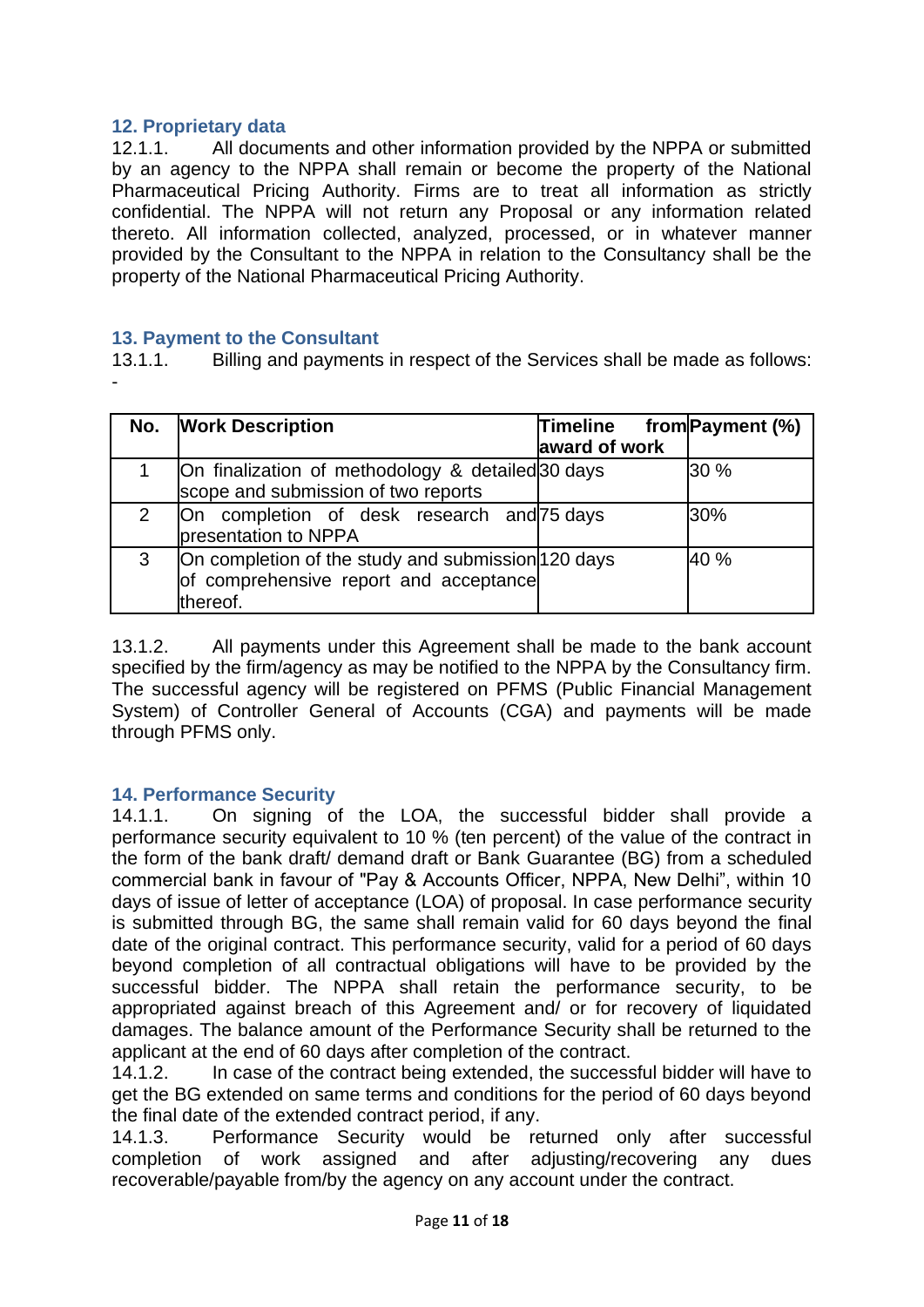## 12. Proprietary data

12.1.1. All documents and other information provided by the NPPA or submitted by an agency to the NPPA shall remain or become the property of the National Pharmaceutical Pricing Authority. Firms are to treat all information as strictly confidential. The NPPA will not return any Proposal or any information related thereto. All information collected, analyzed, processed, or in whatever manner provided by the Consultant to the NPPA in relation to the Consultancy shall be the property of the National Pharmaceutical Pricing Authority.

## 13. Payment to the Consultant

13.1.1. Billing and payments in respect of the Services shall be made as follows: -

| No. | Work Description | Timeline from award of work | Payment (%) |
|---|---|---|---|
| 1 | On finalization of methodology & detailed scope and submission of two reports | 30 days | 30 % |
| 2 | On completion of desk research and presentation to NPPA | 75 days | 30% |
| 3 | On completion of the study and submission of comprehensive report and acceptance thereof. | 120 days | 40 % |

13.1.2. All payments under this Agreement shall be made to the bank account specified by the firm/agency as may be notified to the NPPA by the Consultancy firm. The successful agency will be registered on PFMS (Public Financial Management System) of Controller General of Accounts (CGA) and payments will be made through PFMS only.

## 14. Performance Security

14.1.1. On signing of the LOA, the successful bidder shall provide a performance security equivalent to 10 % (ten percent) of the value of the contract in the form of the bank draft/ demand draft or Bank Guarantee (BG) from a scheduled commercial bank in favour of "Pay & Accounts Officer, NPPA, New Delhi", within 10 days of issue of letter of acceptance (LOA) of proposal. In case performance security is submitted through BG, the same shall remain valid for 60 days beyond the final date of the original contract. This performance security, valid for a period of 60 days beyond completion of all contractual obligations will have to be provided by the successful bidder. The NPPA shall retain the performance security, to be appropriated against breach of this Agreement and/ or for recovery of liquidated damages. The balance amount of the Performance Security shall be returned to the applicant at the end of 60 days after completion of the contract.

14.1.2. In case of the contract being extended, the successful bidder will have to get the BG extended on same terms and conditions for the period of 60 days beyond the final date of the extended contract period, if any.

14.1.3. Performance Security would be returned only after successful completion of work assigned and after adjusting/recovering any dues recoverable/payable from/by the agency on any account under the contract.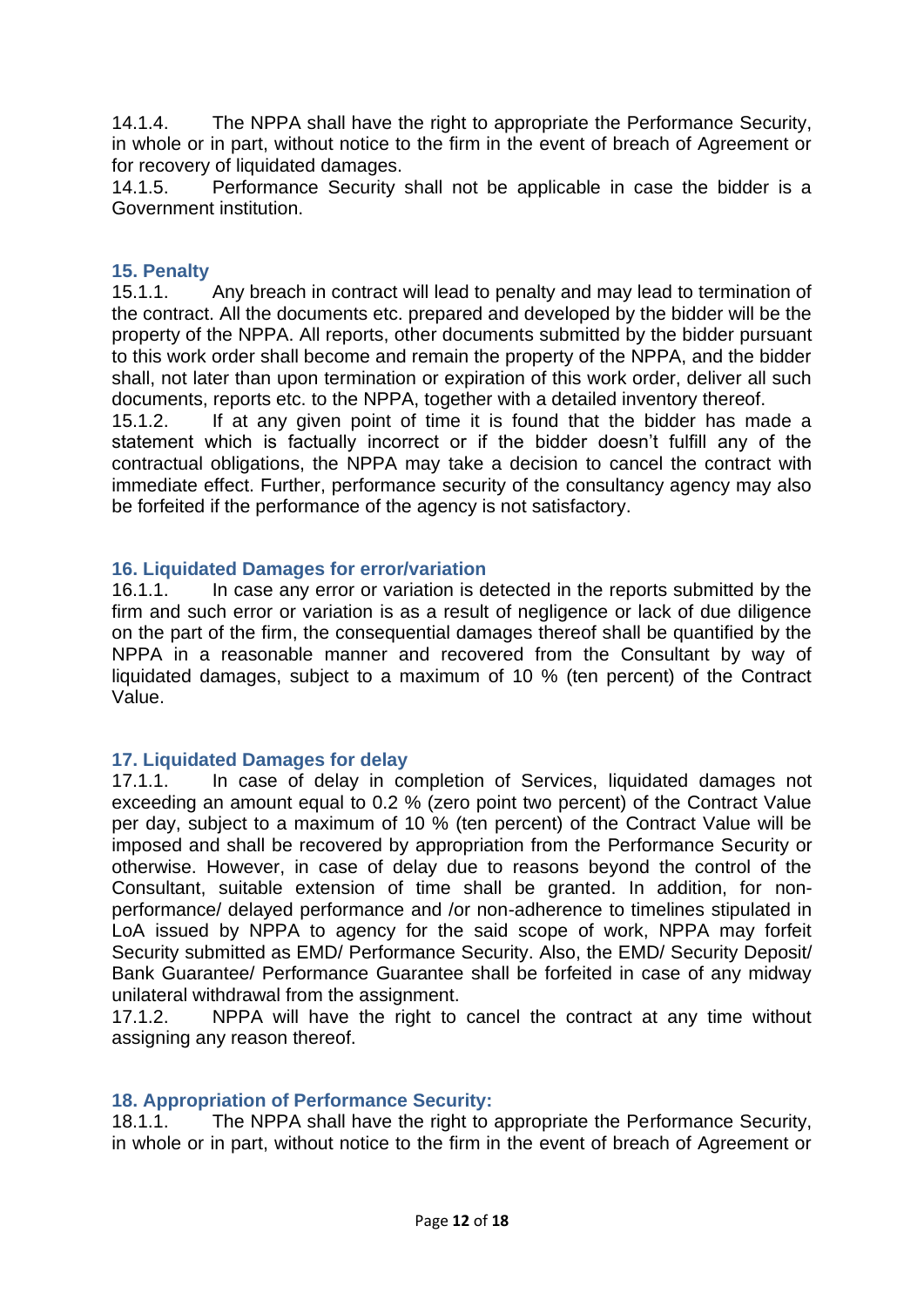14.1.4. The NPPA shall have the right to appropriate the Performance Security, in whole or in part, without notice to the firm in the event of breach of Agreement or for recovery of liquidated damages.

14.1.5. Performance Security shall not be applicable in case the bidder is a Government institution.

## 15. Penalty

15.1.1. Any breach in contract will lead to penalty and may lead to termination of the contract. All the documents etc. prepared and developed by the bidder will be the property of the NPPA. All reports, other documents submitted by the bidder pursuant to this work order shall become and remain the property of the NPPA, and the bidder shall, not later than upon termination or expiration of this work order, deliver all such documents, reports etc. to the NPPA, together with a detailed inventory thereof.

15.1.2. If at any given point of time it is found that the bidder has made a statement which is factually incorrect or if the bidder doesn't fulfill any of the contractual obligations, the NPPA may take a decision to cancel the contract with immediate effect. Further, performance security of the consultancy agency may also be forfeited if the performance of the agency is not satisfactory.

## 16. Liquidated Damages for error/variation

16.1.1. In case any error or variation is detected in the reports submitted by the firm and such error or variation is as a result of negligence or lack of due diligence on the part of the firm, the consequential damages thereof shall be quantified by the NPPA in a reasonable manner and recovered from the Consultant by way of liquidated damages, subject to a maximum of 10 % (ten percent) of the Contract Value.

## 17. Liquidated Damages for delay

17.1.1. In case of delay in completion of Services, liquidated damages not exceeding an amount equal to 0.2 % (zero point two percent) of the Contract Value per day, subject to a maximum of 10 % (ten percent) of the Contract Value will be imposed and shall be recovered by appropriation from the Performance Security or otherwise. However, in case of delay due to reasons beyond the control of the Consultant, suitable extension of time shall be granted. In addition, for non-performance/ delayed performance and /or non-adherence to timelines stipulated in LoA issued by NPPA to agency for the said scope of work, NPPA may forfeit Security submitted as EMD/ Performance Security. Also, the EMD/ Security Deposit/ Bank Guarantee/ Performance Guarantee shall be forfeited in case of any midway unilateral withdrawal from the assignment.

17.1.2. NPPA will have the right to cancel the contract at any time without assigning any reason thereof.

## 18. Appropriation of Performance Security:

18.1.1. The NPPA shall have the right to appropriate the Performance Security, in whole or in part, without notice to the firm in the event of breach of Agreement or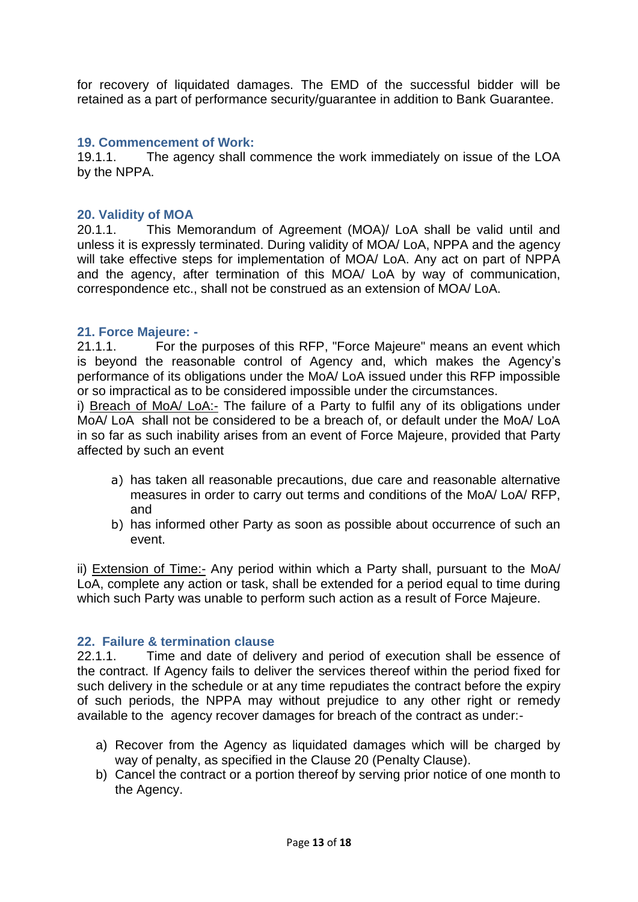for recovery of liquidated damages. The EMD of the successful bidder will be retained as a part of performance security/guarantee in addition to Bank Guarantee.

### 19. Commencement of Work:

19.1.1. The agency shall commence the work immediately on issue of the LOA by the NPPA.

### 20. Validity of MOA

20.1.1. This Memorandum of Agreement (MOA)/ LoA shall be valid until and unless it is expressly terminated. During validity of MOA/ LoA, NPPA and the agency will take effective steps for implementation of MOA/ LoA. Any act on part of NPPA and the agency, after termination of this MOA/ LoA by way of communication, correspondence etc., shall not be construed as an extension of MOA/ LoA.

### 21. Force Majeure: -

21.1.1. For the purposes of this RFP, "Force Majeure" means an event which is beyond the reasonable control of Agency and, which makes the Agency's performance of its obligations under the MoA/ LoA issued under this RFP impossible or so impractical as to be considered impossible under the circumstances.

i) Breach of MoA/ LoA:- The failure of a Party to fulfil any of its obligations under MoA/ LoA shall not be considered to be a breach of, or default under the MoA/ LoA in so far as such inability arises from an event of Force Majeure, provided that Party affected by such an event

a) has taken all reasonable precautions, due care and reasonable alternative measures in order to carry out terms and conditions of the MoA/ LoA/ RFP, and
b) has informed other Party as soon as possible about occurrence of such an event.

ii) Extension of Time:- Any period within which a Party shall, pursuant to the MoA/ LoA, complete any action or task, shall be extended for a period equal to time during which such Party was unable to perform such action as a result of Force Majeure.

### 22. Failure & termination clause

22.1.1. Time and date of delivery and period of execution shall be essence of the contract. If Agency fails to deliver the services thereof within the period fixed for such delivery in the schedule or at any time repudiates the contract before the expiry of such periods, the NPPA may without prejudice to any other right or remedy available to the agency recover damages for breach of the contract as under:-

a) Recover from the Agency as liquidated damages which will be charged by way of penalty, as specified in the Clause 20 (Penalty Clause).
b) Cancel the contract or a portion thereof by serving prior notice of one month to the Agency.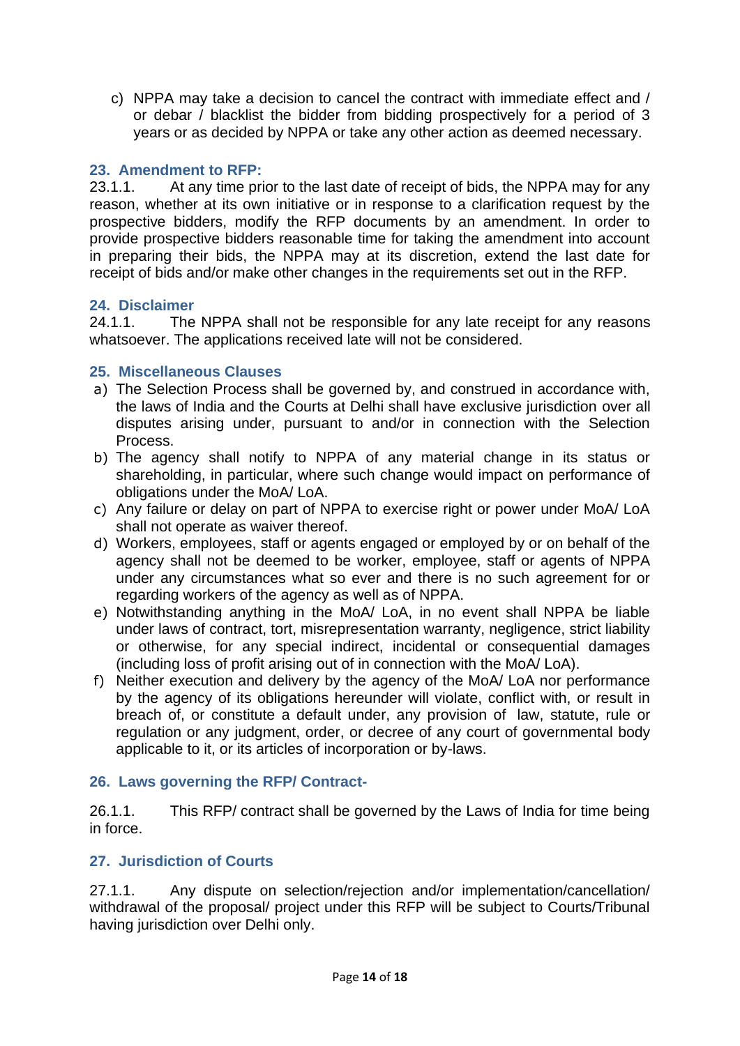c) NPPA may take a decision to cancel the contract with immediate effect and / or debar / blacklist the bidder from bidding prospectively for a period of 3 years or as decided by NPPA or take any other action as deemed necessary.

## 23. Amendment to RFP:

23.1.1. At any time prior to the last date of receipt of bids, the NPPA may for any reason, whether at its own initiative or in response to a clarification request by the prospective bidders, modify the RFP documents by an amendment. In order to provide prospective bidders reasonable time for taking the amendment into account in preparing their bids, the NPPA may at its discretion, extend the last date for receipt of bids and/or make other changes in the requirements set out in the RFP.

## 24. Disclaimer

24.1.1. The NPPA shall not be responsible for any late receipt for any reasons whatsoever. The applications received late will not be considered.

## 25. Miscellaneous Clauses

a) The Selection Process shall be governed by, and construed in accordance with, the laws of India and the Courts at Delhi shall have exclusive jurisdiction over all disputes arising under, pursuant to and/or in connection with the Selection Process.
b) The agency shall notify to NPPA of any material change in its status or shareholding, in particular, where such change would impact on performance of obligations under the MoA/ LoA.
c) Any failure or delay on part of NPPA to exercise right or power under MoA/ LoA shall not operate as waiver thereof.
d) Workers, employees, staff or agents engaged or employed by or on behalf of the agency shall not be deemed to be worker, employee, staff or agents of NPPA under any circumstances what so ever and there is no such agreement for or regarding workers of the agency as well as of NPPA.
e) Notwithstanding anything in the MoA/ LoA, in no event shall NPPA be liable under laws of contract, tort, misrepresentation warranty, negligence, strict liability or otherwise, for any special indirect, incidental or consequential damages (including loss of profit arising out of in connection with the MoA/ LoA).
f) Neither execution and delivery by the agency of the MoA/ LoA nor performance by the agency of its obligations hereunder will violate, conflict with, or result in breach of, or constitute a default under, any provision of law, statute, rule or regulation or any judgment, order, or decree of any court of governmental body applicable to it, or its articles of incorporation or by-laws.

## 26. Laws governing the RFP/ Contract-

26.1.1. This RFP/ contract shall be governed by the Laws of India for time being in force.

## 27. Jurisdiction of Courts

27.1.1. Any dispute on selection/rejection and/or implementation/cancellation/ withdrawal of the proposal/ project under this RFP will be subject to Courts/Tribunal having jurisdiction over Delhi only.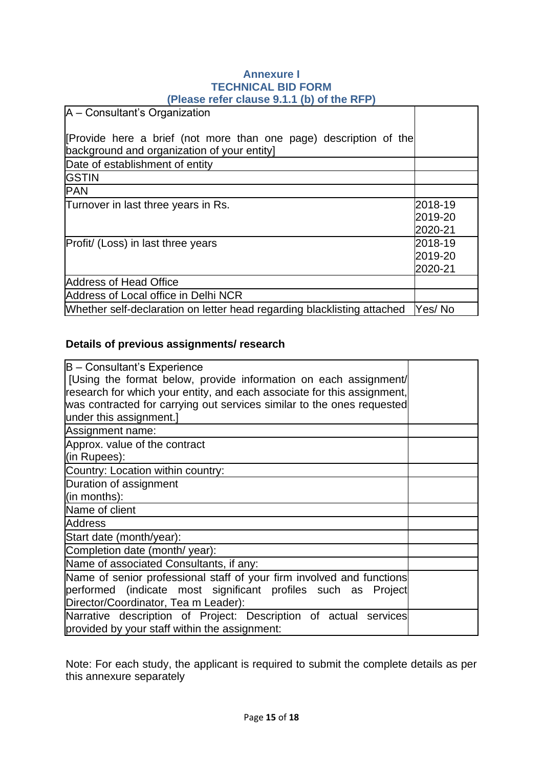## Annexure I
## TECHNICAL BID FORM
### (Please refer clause 9.1.1 (b) of the RFP)

| A – Consultant's Organization<br><br>[Provide here a brief (not more than one page) description of the background and organization of your entity] | |
|---|---|
| Date of establishment of entity | |
| GSTIN | |
| PAN | |
| Turnover in last three years in Rs. | 2018-19<br>2019-20<br>2020-21 |
| Profit/ (Loss) in last three years | 2018-19<br>2019-20<br>2020-21 |
| Address of Head Office | |
| Address of Local office in Delhi NCR | |
| Whether self-declaration on letter head regarding blacklisting attached | Yes/ No |

**Details of previous assignments/ research**

| B – Consultant's Experience<br>[Using the format below, provide information on each assignment/ research for which your entity, and each associate for this assignment, was contracted for carrying out services similar to the ones requested under this assignment.] | |
|---|---|
| Assignment name: | |
| Approx. value of the contract (in Rupees): | |
| Country: Location within country: | |
| Duration of assignment (in months): | |
| Name of client | |
| Address | |
| Start date (month/year): | |
| Completion date (month/ year): | |
| Name of associated Consultants, if any: | |
| Name of senior professional staff of your firm involved and functions performed (indicate most significant profiles such as Project Director/Coordinator, Tea m Leader): | |
| Narrative description of Project: Description of actual services provided by your staff within the assignment: | |

Note: For each study, the applicant is required to submit the complete details as per this annexure separately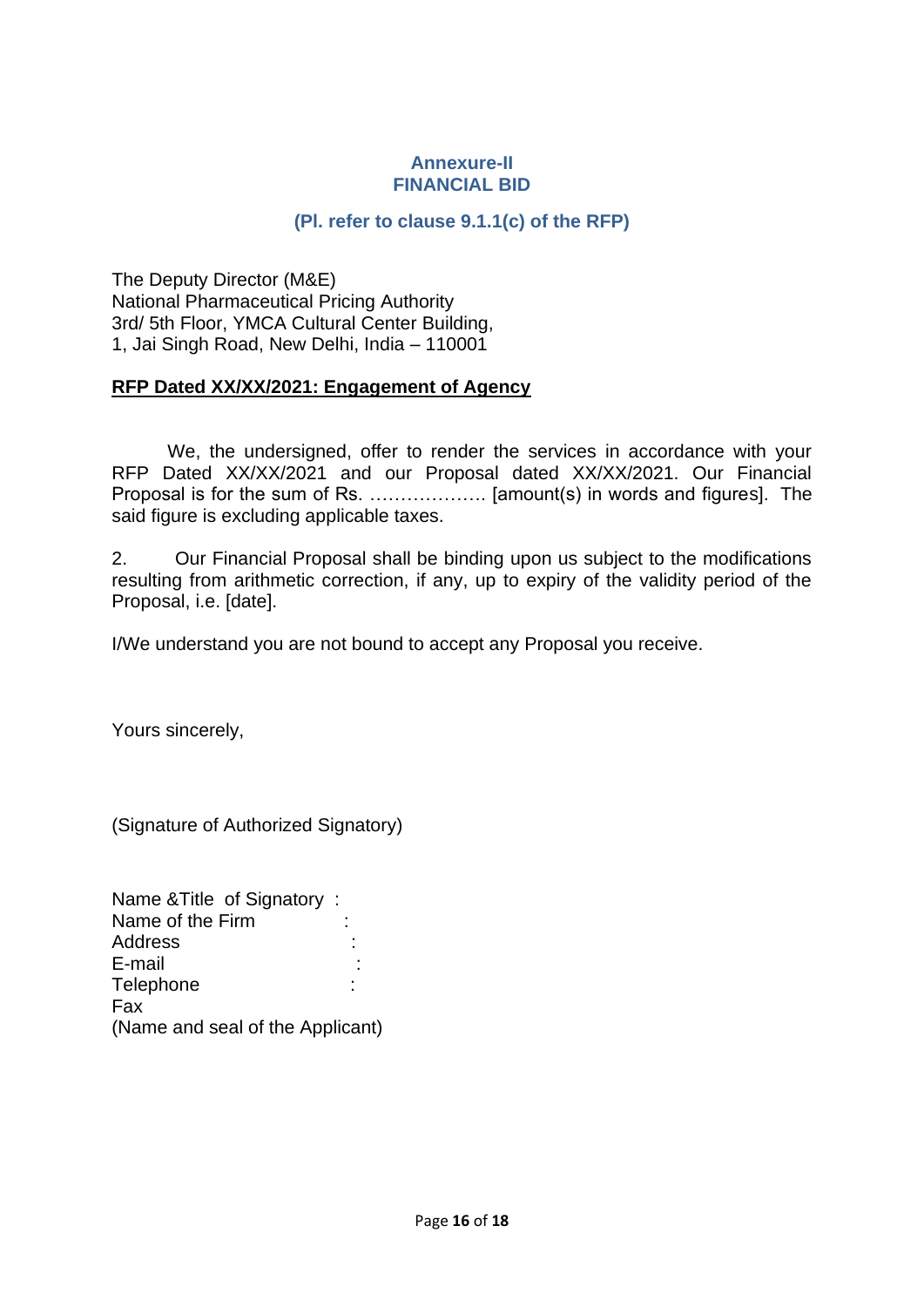## Annexure-II
## FINANCIAL BID

### (Pl. refer to clause 9.1.1(c) of the RFP)

The Deputy Director (M&E)
National Pharmaceutical Pricing Authority
3rd/ 5th Floor, YMCA Cultural Center Building,
1, Jai Singh Road, New Delhi, India – 110001

**RFP Dated XX/XX/2021: Engagement of Agency**

We, the undersigned, offer to render the services in accordance with your RFP Dated XX/XX/2021 and our Proposal dated XX/XX/2021. Our Financial Proposal is for the sum of Rs. ………………. [amount(s) in words and figures]. The said figure is excluding applicable taxes.

2. Our Financial Proposal shall be binding upon us subject to the modifications resulting from arithmetic correction, if any, up to expiry of the validity period of the Proposal, i.e. [date].

I/We understand you are not bound to accept any Proposal you receive.

Yours sincerely,

(Signature of Authorized Signatory)

Name &Title of Signatory :
Name of the Firm :
Address :
E-mail :
Telephone :
Fax
(Name and seal of the Applicant)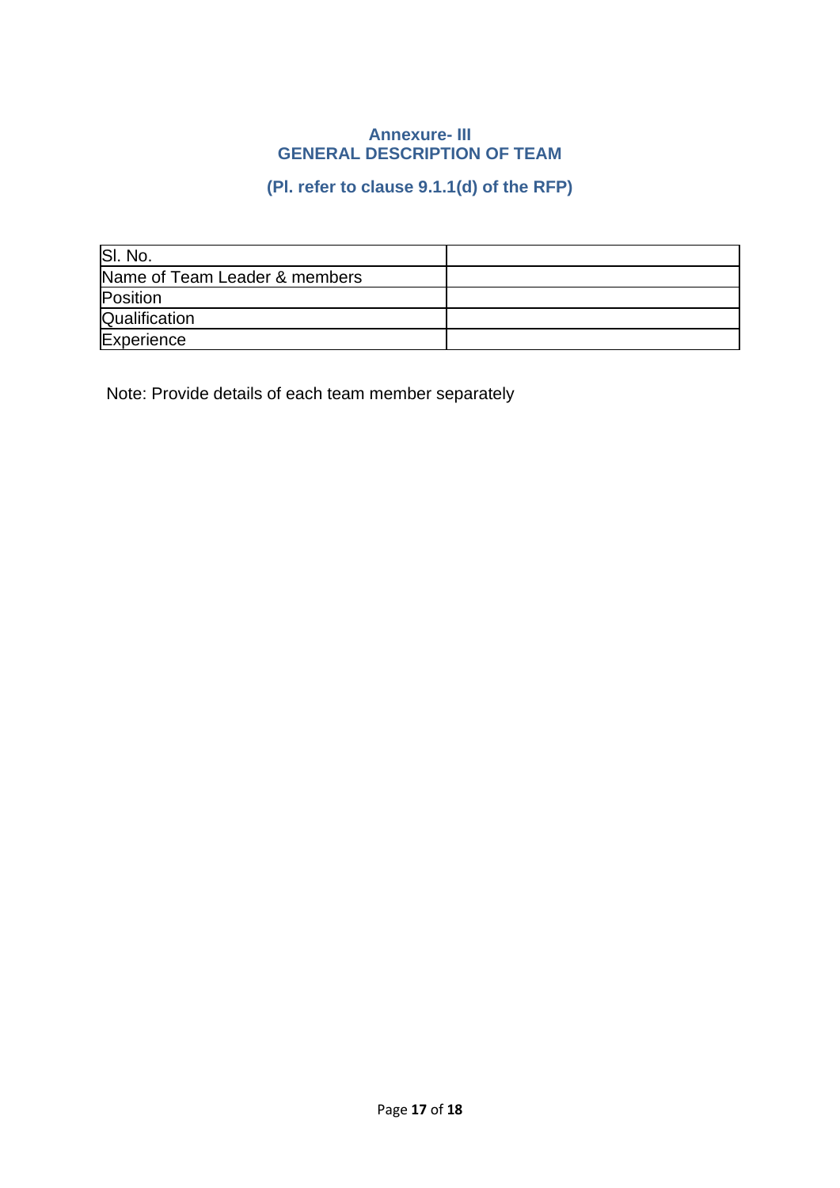## Annexure- III
## GENERAL DESCRIPTION OF TEAM

### (Pl. refer to clause 9.1.1(d) of the RFP)

| Sl. No. | |
|---|---|
| Name of Team Leader & members | |
| Position | |
| Qualification | |
| Experience | |

Note: Provide details of each team member separately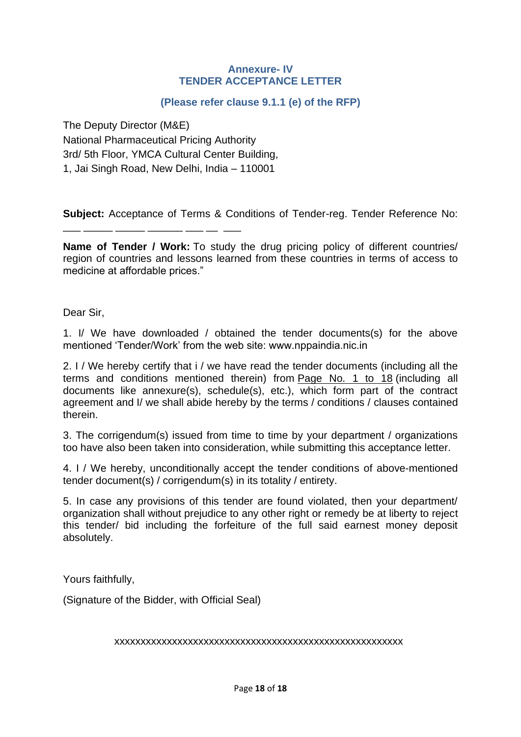**Annexure- IV**
**TENDER ACCEPTANCE LETTER**

**(Please refer clause 9.1.1 (e) of the RFP)**

The Deputy Director (M&E)
National Pharmaceutical Pricing Authority
3rd/ 5th Floor, YMCA Cultural Center Building,
1, Jai Singh Road, New Delhi, India – 110001

**Subject:** Acceptance of Terms & Conditions of Tender-reg. Tender Reference No: ___ _____ _____ ______ ___ __ ___

**Name of Tender / Work:** To study the drug pricing policy of different countries/ region of countries and lessons learned from these countries in terms of access to medicine at affordable prices."

Dear Sir,

1. I/ We have downloaded / obtained the tender documents(s) for the above mentioned 'Tender/Work' from the web site: www.nppaindia.nic.in

2. I / We hereby certify that i / we have read the tender documents (including all the terms and conditions mentioned therein) from Page No. 1 to 18 (including all documents like annexure(s), schedule(s), etc.), which form part of the contract agreement and I/ we shall abide hereby by the terms / conditions / clauses contained therein.

3. The corrigendum(s) issued from time to time by your department / organizations too have also been taken into consideration, while submitting this acceptance letter.

4. I / We hereby, unconditionally accept the tender conditions of above-mentioned tender document(s) / corrigendum(s) in its totality / entirety.

5. In case any provisions of this tender are found violated, then your department/ organization shall without prejudice to any other right or remedy be at liberty to reject this tender/ bid including the forfeiture of the full said earnest money deposit absolutely.

Yours faithfully,

(Signature of the Bidder, with Official Seal)

xxxxxxxxxxxxxxxxxxxxxxxxxxxxxxxxxxxxxxxxxxxxxxxxxxxxxxxxx